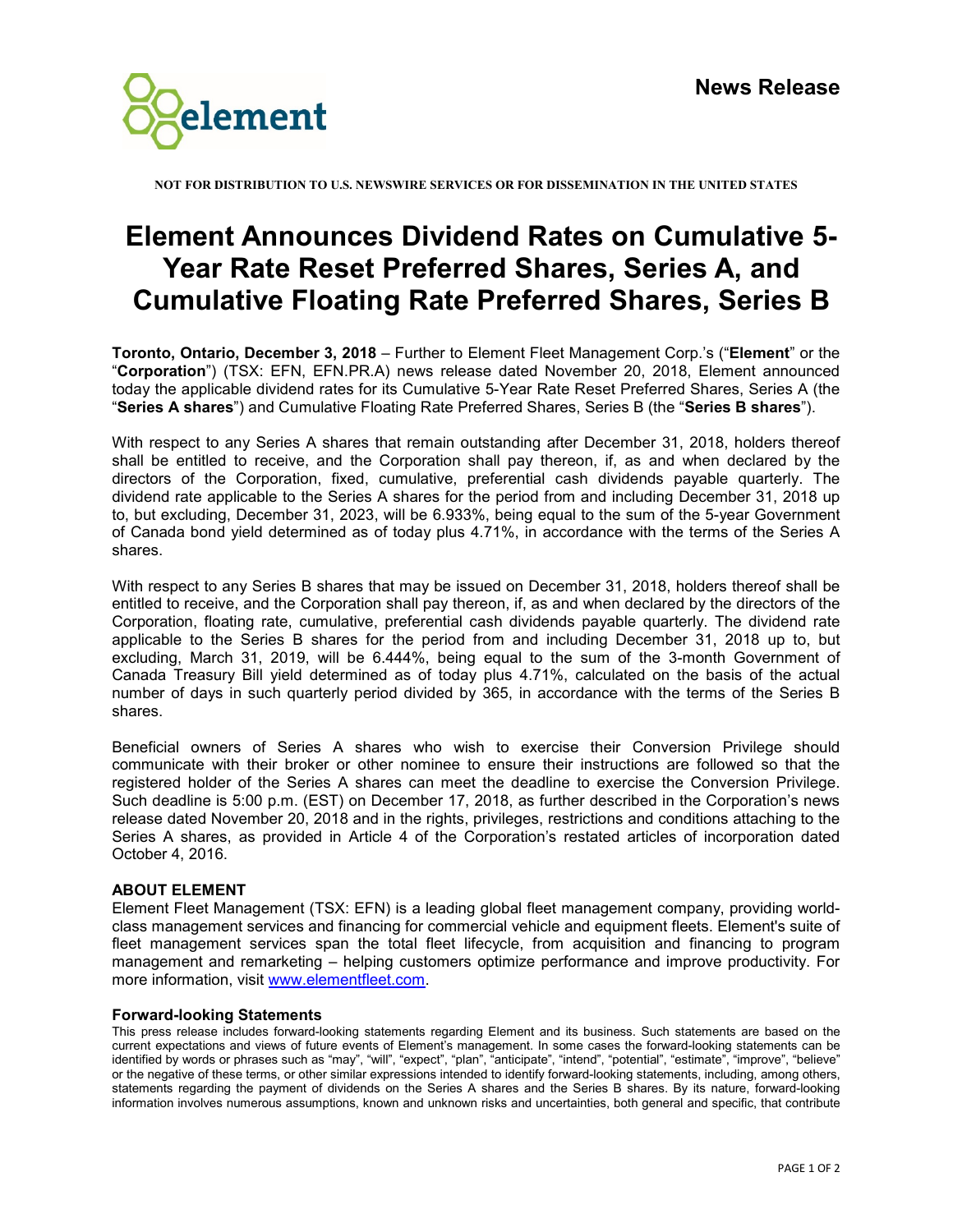**News Release**

NOT FOR DISTRIBUTION TO U.S. NEWSWIRE SERVICES OR FOR DISSEMINATION IN THE UNITED STATES

# Element Announces Dividend Rates on Cumulative 5-Year Rate Reset Preferred Shares, Series A, and Cumulative Floating Rate Preferred Shares, Series B

**Toronto, Ontario, December 3, 2018** – Further to Element Fleet Management Corp.'s ("**Element**" or the "**Corporation**") (TSX: EFN, EFN.PR.A) news release dated November 20, 2018, Element announced today the applicable dividend rates for its Cumulative 5-Year Rate Reset Preferred Shares, Series A (the "**Series A shares**") and Cumulative Floating Rate Preferred Shares, Series B (the "**Series B shares**").

With respect to any Series A shares that remain outstanding after December 31, 2018, holders thereof shall be entitled to receive, and the Corporation shall pay thereon, if, as and when declared by the directors of the Corporation, fixed, cumulative, preferential cash dividends payable quarterly. The dividend rate applicable to the Series A shares for the period from and including December 31, 2018 up to, but excluding, December 31, 2023, will be 6.933%, being equal to the sum of the 5-year Government of Canada bond yield determined as of today plus 4.71%, in accordance with the terms of the Series A shares.

With respect to any Series B shares that may be issued on December 31, 2018, holders thereof shall be entitled to receive, and the Corporation shall pay thereon, if, as and when declared by the directors of the Corporation, floating rate, cumulative, preferential cash dividends payable quarterly. The dividend rate applicable to the Series B shares for the period from and including December 31, 2018 up to, but excluding, March 31, 2019, will be 6.444%, being equal to the sum of the 3-month Government of Canada Treasury Bill yield determined as of today plus 4.71%, calculated on the basis of the actual number of days in such quarterly period divided by 365, in accordance with the terms of the Series B shares.

Beneficial owners of Series A shares who wish to exercise their Conversion Privilege should communicate with their broker or other nominee to ensure their instructions are followed so that the registered holder of the Series A shares can meet the deadline to exercise the Conversion Privilege. Such deadline is 5:00 p.m. (EST) on December 17, 2018, as further described in the Corporation's news release dated November 20, 2018 and in the rights, privileges, restrictions and conditions attaching to the Series A shares, as provided in Article 4 of the Corporation's restated articles of incorporation dated October 4, 2016.

### ABOUT ELEMENT

Element Fleet Management (TSX: EFN) is a leading global fleet management company, providing world-class management services and financing for commercial vehicle and equipment fleets. Element's suite of fleet management services span the total fleet lifecycle, from acquisition and financing to program management and remarketing – helping customers optimize performance and improve productivity. For more information, visit www.elementfleet.com.

### Forward-looking Statements

This press release includes forward-looking statements regarding Element and its business. Such statements are based on the current expectations and views of future events of Element's management. In some cases the forward-looking statements can be identified by words or phrases such as "may", "will", "expect", "plan", "anticipate", "intend", "potential", "estimate", "improve", "believe" or the negative of these terms, or other similar expressions intended to identify forward-looking statements, including, among others, statements regarding the payment of dividends on the Series A shares and the Series B shares. By its nature, forward-looking information involves numerous assumptions, known and unknown risks and uncertainties, both general and specific, that contribute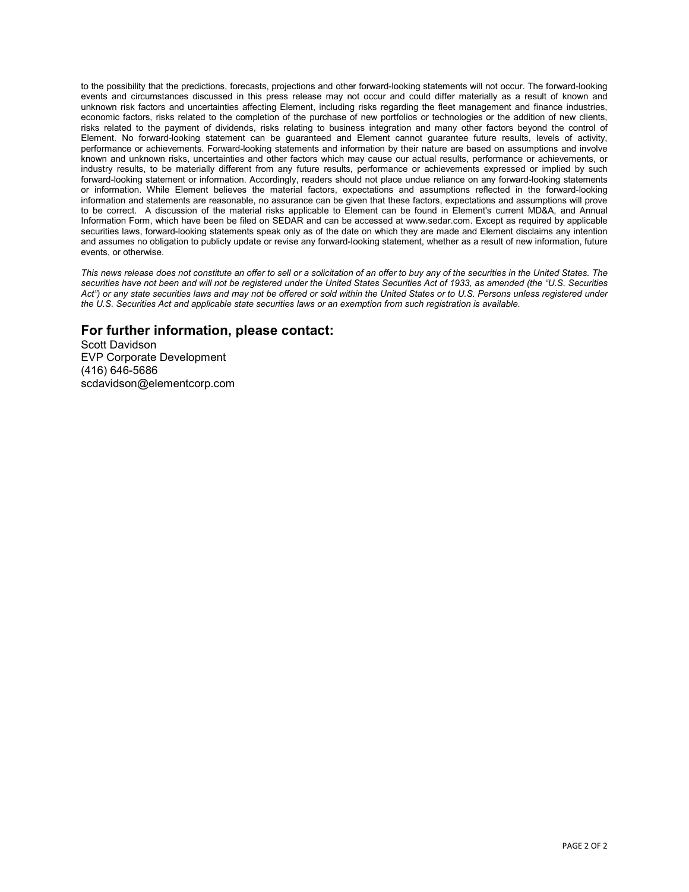to the possibility that the predictions, forecasts, projections and other forward-looking statements will not occur. The forward-looking events and circumstances discussed in this press release may not occur and could differ materially as a result of known and unknown risk factors and uncertainties affecting Element, including risks regarding the fleet management and finance industries, economic factors, risks related to the completion of the purchase of new portfolios or technologies or the addition of new clients, risks related to the payment of dividends, risks relating to business integration and many other factors beyond the control of Element. No forward-looking statement can be guaranteed and Element cannot guarantee future results, levels of activity, performance or achievements. Forward-looking statements and information by their nature are based on assumptions and involve known and unknown risks, uncertainties and other factors which may cause our actual results, performance or achievements, or industry results, to be materially different from any future results, performance or achievements expressed or implied by such forward-looking statement or information. Accordingly, readers should not place undue reliance on any forward-looking statements or information. While Element believes the material factors, expectations and assumptions reflected in the forward-looking information and statements are reasonable, no assurance can be given that these factors, expectations and assumptions will prove to be correct. A discussion of the material risks applicable to Element can be found in Element's current MD&A, and Annual Information Form, which have been be filed on SEDAR and can be accessed at www.sedar.com. Except as required by applicable securities laws, forward-looking statements speak only as of the date on which they are made and Element disclaims any intention and assumes no obligation to publicly update or revise any forward-looking statement, whether as a result of new information, future events, or otherwise.

*This news release does not constitute an offer to sell or a solicitation of an offer to buy any of the securities in the United States. The securities have not been and will not be registered under the United States Securities Act of 1933, as amended (the "U.S. Securities Act") or any state securities laws and may not be offered or sold within the United States or to U.S. Persons unless registered under the U.S. Securities Act and applicable state securities laws or an exemption from such registration is available.*

## For further information, please contact:

Scott Davidson
EVP Corporate Development
(416) 646-5686
scdavidson@elementcorp.com